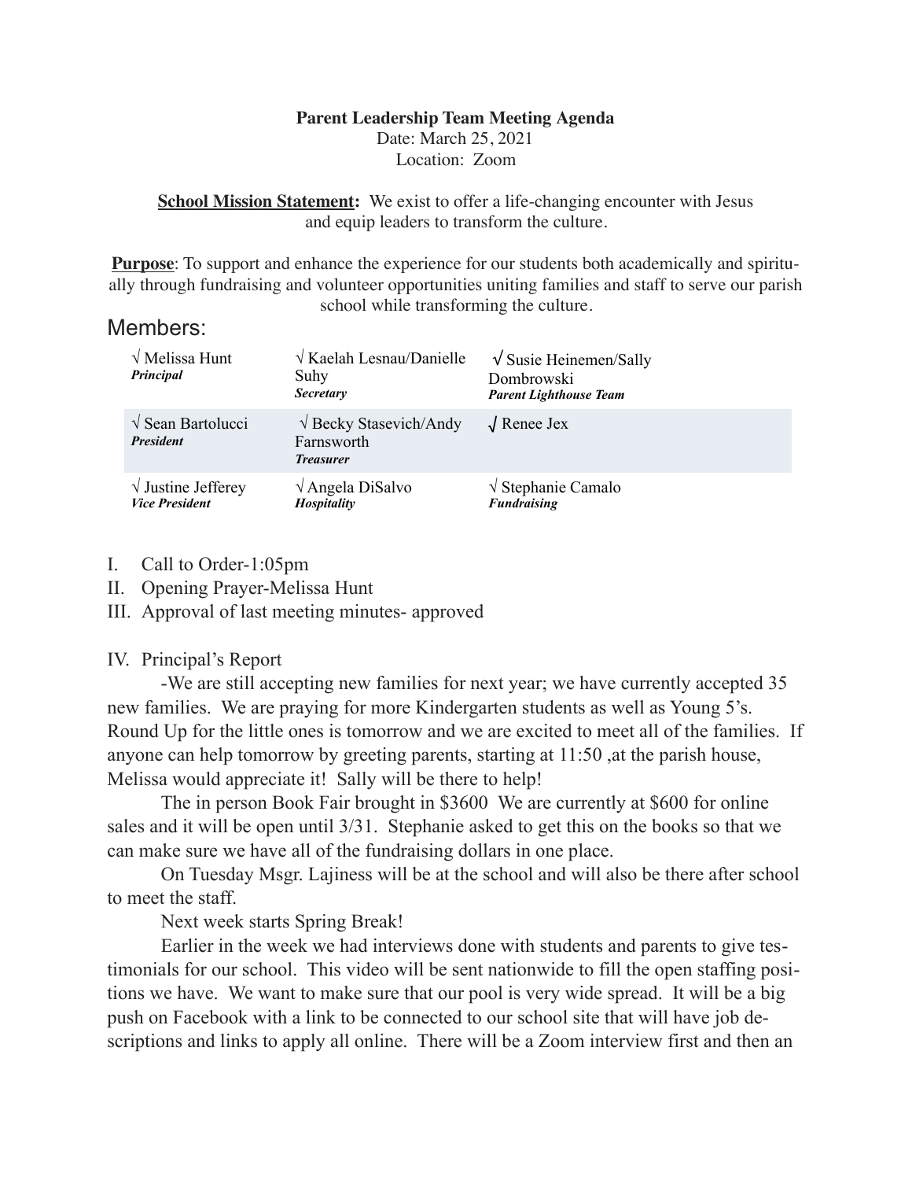**Parent Leadership Team Meeting Agenda**
Date: March 25, 2021
Location: Zoom

**<u>School Mission Statement</u>:** We exist to offer a life-changing encounter with Jesus and equip leaders to transform the culture.

**<u>Purpose</u>**: To support and enhance the experience for our students both academically and spiritually through fundraising and volunteer opportunities uniting families and staff to serve our parish school while transforming the culture.

## Members:

| | | |
|---|---|---|
| √ Melissa Hunt<br>***Principal*** | √ Kaelah Lesnau/Danielle Suhy<br>***Secretary*** | √ Susie Heinemen/Sally Dombrowski<br>***Parent Lighthouse Team*** |
| √ Sean Bartolucci<br>***President*** | √ Becky Stasevich/Andy Farnsworth<br>***Treasurer*** | √ Renee Jex |
| √ Justine Jefferey<br>***Vice President*** | √ Angela DiSalvo<br>***Hospitality*** | √ Stephanie Camalo<br>***Fundraising*** |

I. Call to Order-1:05pm
II. Opening Prayer-Melissa Hunt
III. Approval of last meeting minutes- approved

IV. Principal's Report

-We are still accepting new families for next year; we have currently accepted 35 new families. We are praying for more Kindergarten students as well as Young 5's. Round Up for the little ones is tomorrow and we are excited to meet all of the families. If anyone can help tomorrow by greeting parents, starting at 11:50 ,at the parish house, Melissa would appreciate it! Sally will be there to help!

The in person Book Fair brought in $3600 We are currently at $600 for online sales and it will be open until 3/31. Stephanie asked to get this on the books so that we can make sure we have all of the fundraising dollars in one place.

On Tuesday Msgr. Lajiness will be at the school and will also be there after school to meet the staff.

Next week starts Spring Break!

Earlier in the week we had interviews done with students and parents to give testimonials for our school. This video will be sent nationwide to fill the open staffing positions we have. We want to make sure that our pool is very wide spread. It will be a big push on Facebook with a link to be connected to our school site that will have job descriptions and links to apply all online. There will be a Zoom interview first and then an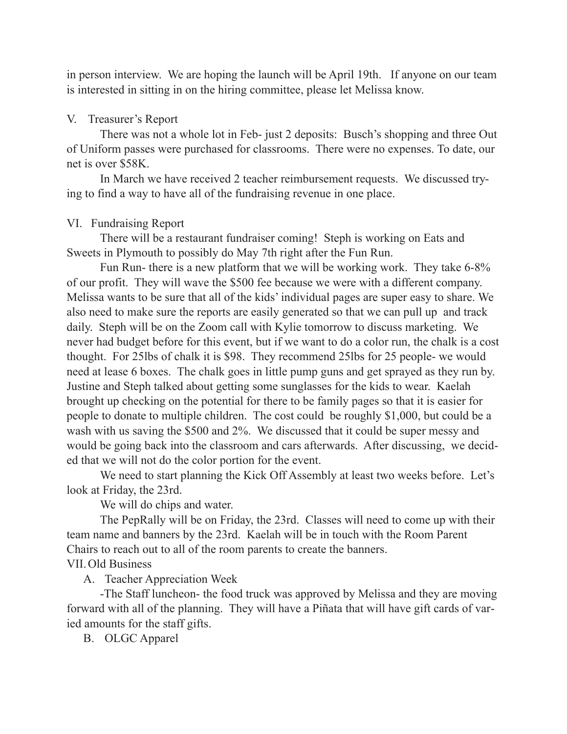in person interview. We are hoping the launch will be April 19th. If anyone on our team is interested in sitting in on the hiring committee, please let Melissa know.

V. Treasurer's Report

There was not a whole lot in Feb- just 2 deposits: Busch's shopping and three Out of Uniform passes were purchased for classrooms. There were no expenses. To date, our net is over $58K.

In March we have received 2 teacher reimbursement requests. We discussed trying to find a way to have all of the fundraising revenue in one place.

VI. Fundraising Report

There will be a restaurant fundraiser coming! Steph is working on Eats and Sweets in Plymouth to possibly do May 7th right after the Fun Run.

Fun Run- there is a new platform that we will be working work. They take 6-8% of our profit. They will wave the $500 fee because we were with a different company. Melissa wants to be sure that all of the kids' individual pages are super easy to share. We also need to make sure the reports are easily generated so that we can pull up and track daily. Steph will be on the Zoom call with Kylie tomorrow to discuss marketing. We never had budget before for this event, but if we want to do a color run, the chalk is a cost thought. For 25lbs of chalk it is $98. They recommend 25lbs for 25 people- we would need at lease 6 boxes. The chalk goes in little pump guns and get sprayed as they run by. Justine and Steph talked about getting some sunglasses for the kids to wear. Kaelah brought up checking on the potential for there to be family pages so that it is easier for people to donate to multiple children. The cost could be roughly $1,000, but could be a wash with us saving the $500 and 2%. We discussed that it could be super messy and would be going back into the classroom and cars afterwards. After discussing, we decided that we will not do the color portion for the event.

We need to start planning the Kick Off Assembly at least two weeks before. Let's look at Friday, the 23rd.

We will do chips and water.

The PepRally will be on Friday, the 23rd. Classes will need to come up with their team name and banners by the 23rd. Kaelah will be in touch with the Room Parent Chairs to reach out to all of the room parents to create the banners.

VII. Old Business

A. Teacher Appreciation Week

-The Staff luncheon- the food truck was approved by Melissa and they are moving forward with all of the planning. They will have a Piñata that will have gift cards of varied amounts for the staff gifts.

B. OLGC Apparel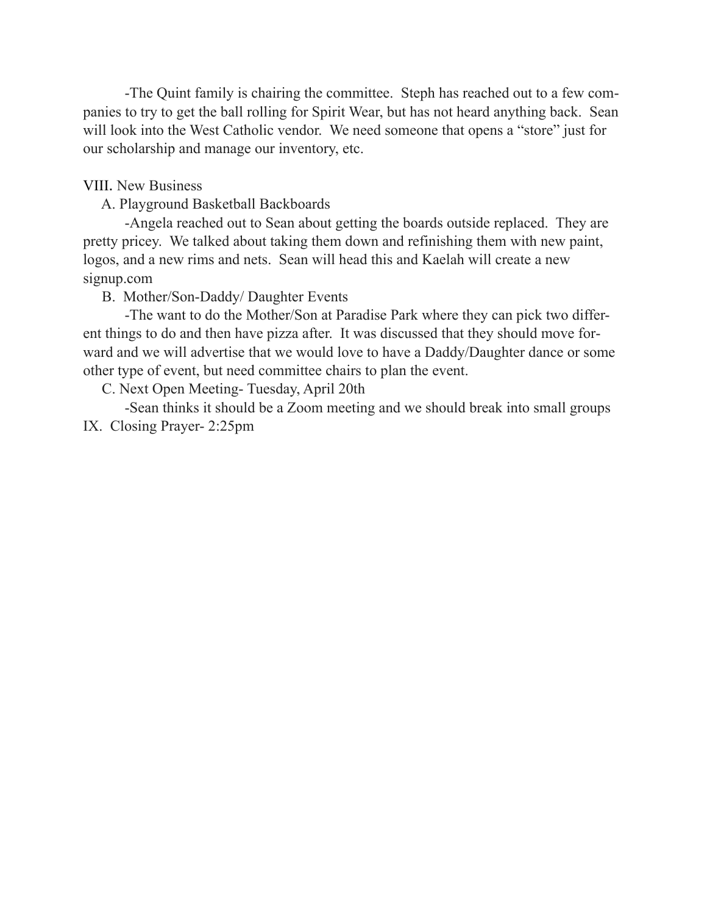-The Quint family is chairing the committee. Steph has reached out to a few companies to try to get the ball rolling for Spirit Wear, but has not heard anything back. Sean will look into the West Catholic vendor. We need someone that opens a "store" just for our scholarship and manage our inventory, etc.

VIII. New Business

A. Playground Basketball Backboards

-Angela reached out to Sean about getting the boards outside replaced. They are pretty pricey. We talked about taking them down and refinishing them with new paint, logos, and a new rims and nets. Sean will head this and Kaelah will create a new signup.com

B. Mother/Son-Daddy/ Daughter Events

-The want to do the Mother/Son at Paradise Park where they can pick two different things to do and then have pizza after. It was discussed that they should move forward and we will advertise that we would love to have a Daddy/Daughter dance or some other type of event, but need committee chairs to plan the event.

C. Next Open Meeting- Tuesday, April 20th

-Sean thinks it should be a Zoom meeting and we should break into small groups

IX. Closing Prayer- 2:25pm